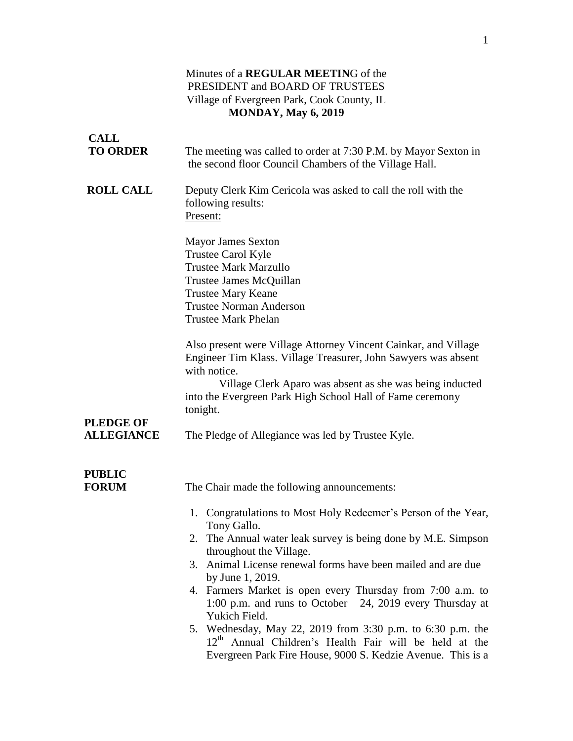Minutes of a **REGULAR MEETIN**G of the
PRESIDENT and BOARD OF TRUSTEES
Village of Evergreen Park, Cook County, IL
**MONDAY, May 6, 2019**

**CALL TO ORDER**

The meeting was called to order at 7:30 P.M. by Mayor Sexton in the second floor Council Chambers of the Village Hall.

**ROLL CALL**

Deputy Clerk Kim Cericola was asked to call the roll with the following results:
Present:

Mayor James Sexton
Trustee Carol Kyle
Trustee Mark Marzullo
Trustee James McQuillan
Trustee Mary Keane
Trustee Norman Anderson
Trustee Mark Phelan

Also present were Village Attorney Vincent Cainkar, and Village Engineer Tim Klass. Village Treasurer, John Sawyers was absent with notice.

Village Clerk Aparo was absent as she was being inducted into the Evergreen Park High School Hall of Fame ceremony tonight.

**PLEDGE OF ALLEGIANCE**

The Pledge of Allegiance was led by Trustee Kyle.

**PUBLIC FORUM**

The Chair made the following announcements:

1. Congratulations to Most Holy Redeemer's Person of the Year, Tony Gallo.
2. The Annual water leak survey is being done by M.E. Simpson throughout the Village.
3. Animal License renewal forms have been mailed and are due by June 1, 2019.
4. Farmers Market is open every Thursday from 7:00 a.m. to 1:00 p.m. and runs to October 24, 2019 every Thursday at Yukich Field.
5. Wednesday, May 22, 2019 from 3:30 p.m. to 6:30 p.m. the 12th Annual Children's Health Fair will be held at the Evergreen Park Fire House, 9000 S. Kedzie Avenue. This is a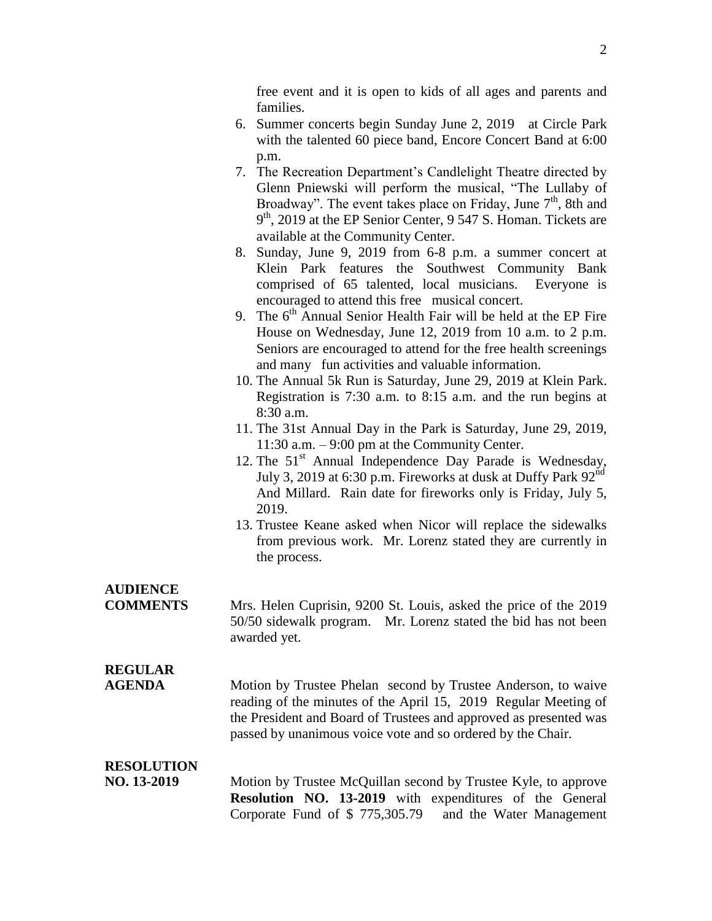free event and it is open to kids of all ages and parents and families.

6. Summer concerts begin Sunday June 2, 2019 at Circle Park with the talented 60 piece band, Encore Concert Band at 6:00 p.m.
7. The Recreation Department's Candlelight Theatre directed by Glenn Pniewski will perform the musical, "The Lullaby of Broadway". The event takes place on Friday, June 7th, 8th and 9th, 2019 at the EP Senior Center, 9 547 S. Homan. Tickets are available at the Community Center.
8. Sunday, June 9, 2019 from 6-8 p.m. a summer concert at Klein Park features the Southwest Community Bank comprised of 65 talented, local musicians. Everyone is encouraged to attend this free musical concert.
9. The 6th Annual Senior Health Fair will be held at the EP Fire House on Wednesday, June 12, 2019 from 10 a.m. to 2 p.m. Seniors are encouraged to attend for the free health screenings and many fun activities and valuable information.
10. The Annual 5k Run is Saturday, June 29, 2019 at Klein Park. Registration is 7:30 a.m. to 8:15 a.m. and the run begins at 8:30 a.m.
11. The 31st Annual Day in the Park is Saturday, June 29, 2019, 11:30 a.m. – 9:00 pm at the Community Center.
12. The 51st Annual Independence Day Parade is Wednesday, July 3, 2019 at 6:30 p.m. Fireworks at dusk at Duffy Park 92nd And Millard. Rain date for fireworks only is Friday, July 5, 2019.
13. Trustee Keane asked when Nicor will replace the sidewalks from previous work. Mr. Lorenz stated they are currently in the process.

**AUDIENCE COMMENTS**

Mrs. Helen Cuprisin, 9200 St. Louis, asked the price of the 2019 50/50 sidewalk program. Mr. Lorenz stated the bid has not been awarded yet.

**REGULAR AGENDA**

Motion by Trustee Phelan second by Trustee Anderson, to waive reading of the minutes of the April 15, 2019 Regular Meeting of the President and Board of Trustees and approved as presented was passed by unanimous voice vote and so ordered by the Chair.

**RESOLUTION NO. 13-2019**

Motion by Trustee McQuillan second by Trustee Kyle, to approve **Resolution NO. 13-2019** with expenditures of the General Corporate Fund of $ 775,305.79 and the Water Management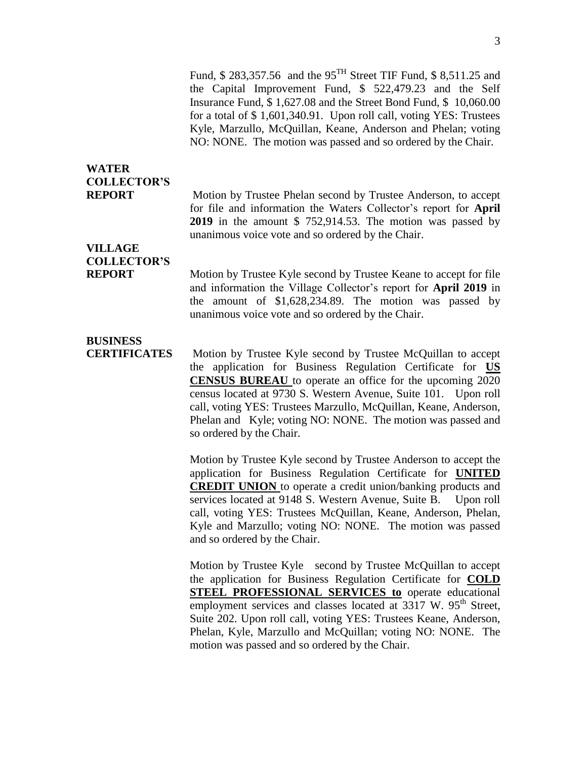Fund, \$ 283,357.56 and the 95$^{TH}$ Street TIF Fund, \$ 8,511.25 and the Capital Improvement Fund, \$ 522,479.23 and the Self Insurance Fund, \$ 1,627.08 and the Street Bond Fund, \$ 10,060.00 for a total of \$ 1,601,340.91. Upon roll call, voting YES: Trustees Kyle, Marzullo, McQuillan, Keane, Anderson and Phelan; voting NO: NONE. The motion was passed and so ordered by the Chair.

**WATER COLLECTOR'S REPORT**

Motion by Trustee Phelan second by Trustee Anderson, to accept for file and information the Waters Collector's report for **April 2019** in the amount \$ 752,914.53. The motion was passed by unanimous voice vote and so ordered by the Chair.

**VILLAGE COLLECTOR'S REPORT**

Motion by Trustee Kyle second by Trustee Keane to accept for file and information the Village Collector's report for **April 2019** in the amount of \$1,628,234.89. The motion was passed by unanimous voice vote and so ordered by the Chair.

**BUSINESS CERTIFICATES**

Motion by Trustee Kyle second by Trustee McQuillan to accept the application for Business Regulation Certificate for **US CENSUS BUREAU** to operate an office for the upcoming 2020 census located at 9730 S. Western Avenue, Suite 101. Upon roll call, voting YES: Trustees Marzullo, McQuillan, Keane, Anderson, Phelan and Kyle; voting NO: NONE. The motion was passed and so ordered by the Chair.

Motion by Trustee Kyle second by Trustee Anderson to accept the application for Business Regulation Certificate for **UNITED CREDIT UNION** to operate a credit union/banking products and services located at 9148 S. Western Avenue, Suite B. Upon roll call, voting YES: Trustees McQuillan, Keane, Anderson, Phelan, Kyle and Marzullo; voting NO: NONE. The motion was passed and so ordered by the Chair.

Motion by Trustee Kyle second by Trustee McQuillan to accept the application for Business Regulation Certificate for **COLD STEEL PROFESSIONAL SERVICES to** operate educational employment services and classes located at 3317 W. 95$^{th}$ Street, Suite 202. Upon roll call, voting YES: Trustees Keane, Anderson, Phelan, Kyle, Marzullo and McQuillan; voting NO: NONE. The motion was passed and so ordered by the Chair.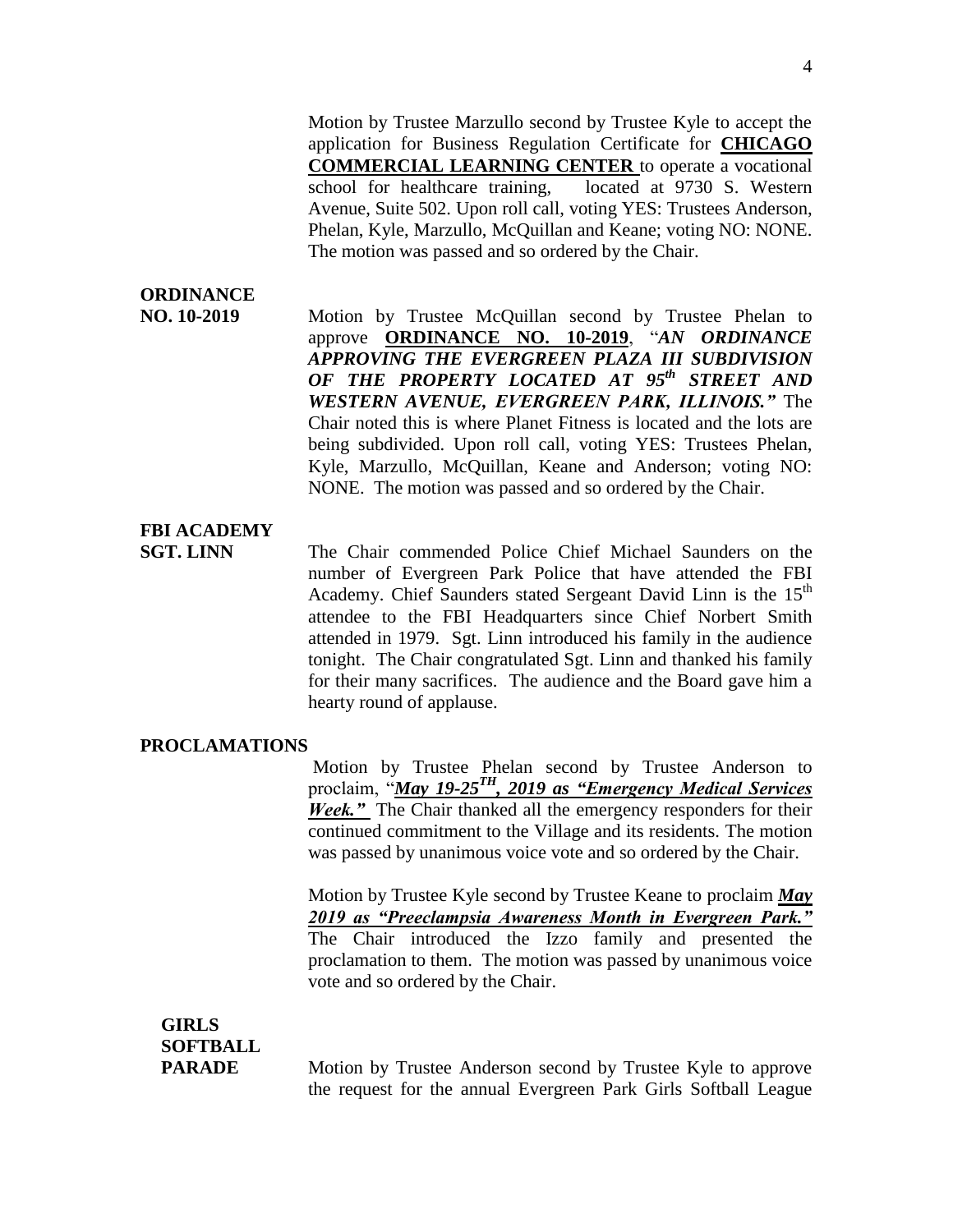Motion by Trustee Marzullo second by Trustee Kyle to accept the application for Business Regulation Certificate for **CHICAGO COMMERCIAL LEARNING CENTER** to operate a vocational school for healthcare training, located at 9730 S. Western Avenue, Suite 502. Upon roll call, voting YES: Trustees Anderson, Phelan, Kyle, Marzullo, McQuillan and Keane; voting NO: NONE. The motion was passed and so ordered by the Chair.

**ORDINANCE NO. 10-2019**

Motion by Trustee McQuillan second by Trustee Phelan to approve **ORDINANCE NO. 10-2019**, "***AN ORDINANCE APPROVING THE EVERGREEN PLAZA III SUBDIVISION OF THE PROPERTY LOCATED AT 95th STREET AND WESTERN AVENUE, EVERGREEN PARK, ILLINOIS."*** The Chair noted this is where Planet Fitness is located and the lots are being subdivided. Upon roll call, voting YES: Trustees Phelan, Kyle, Marzullo, McQuillan, Keane and Anderson; voting NO: NONE. The motion was passed and so ordered by the Chair.

**FBI ACADEMY SGT. LINN**

The Chair commended Police Chief Michael Saunders on the number of Evergreen Park Police that have attended the FBI Academy. Chief Saunders stated Sergeant David Linn is the 15th attendee to the FBI Headquarters since Chief Norbert Smith attended in 1979. Sgt. Linn introduced his family in the audience tonight. The Chair congratulated Sgt. Linn and thanked his family for their many sacrifices. The audience and the Board gave him a hearty round of applause.

**PROCLAMATIONS**

Motion by Trustee Phelan second by Trustee Anderson to proclaim, "***May 19-25TH, 2019 as "Emergency Medical Services Week."*** The Chair thanked all the emergency responders for their continued commitment to the Village and its residents. The motion was passed by unanimous voice vote and so ordered by the Chair.

Motion by Trustee Kyle second by Trustee Keane to proclaim ***May 2019 as "Preeclampsia Awareness Month in Evergreen Park."*** The Chair introduced the Izzo family and presented the proclamation to them. The motion was passed by unanimous voice vote and so ordered by the Chair.

**GIRLS SOFTBALL PARADE**

Motion by Trustee Anderson second by Trustee Kyle to approve the request for the annual Evergreen Park Girls Softball League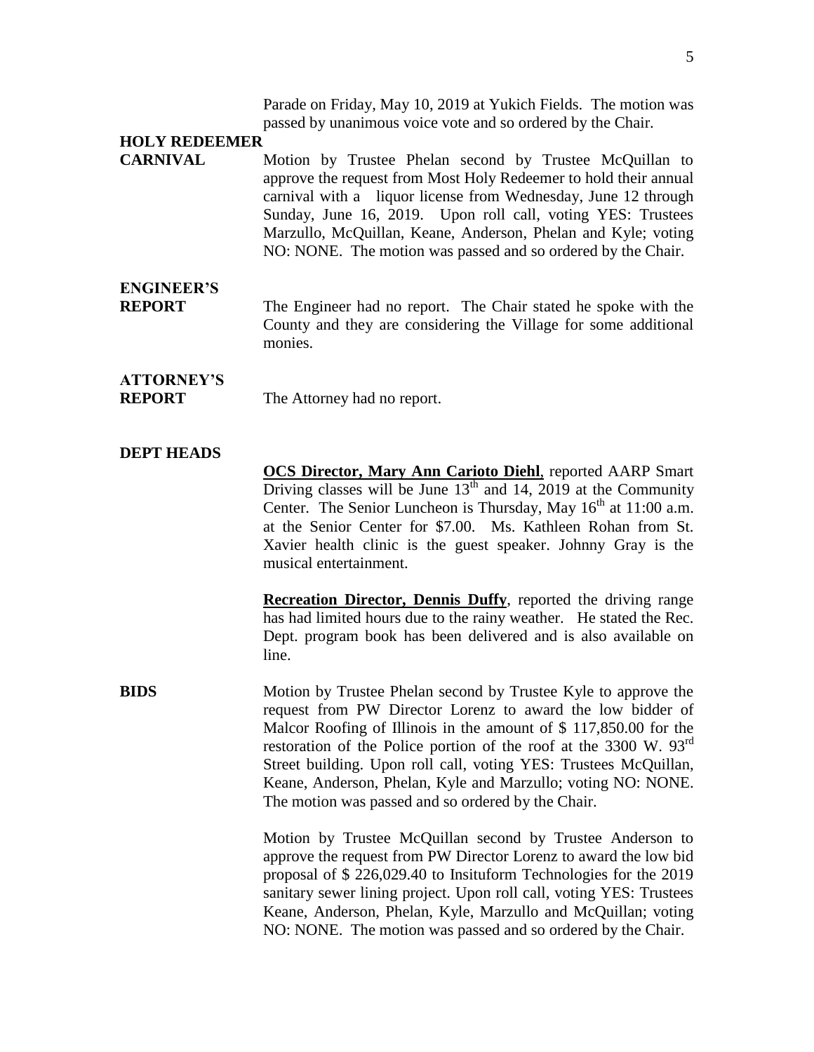Parade on Friday, May 10, 2019 at Yukich Fields. The motion was passed by unanimous voice vote and so ordered by the Chair.

**HOLY REDEEMER CARNIVAL**

Motion by Trustee Phelan second by Trustee McQuillan to approve the request from Most Holy Redeemer to hold their annual carnival with a liquor license from Wednesday, June 12 through Sunday, June 16, 2019. Upon roll call, voting YES: Trustees Marzullo, McQuillan, Keane, Anderson, Phelan and Kyle; voting NO: NONE. The motion was passed and so ordered by the Chair.

**ENGINEER'S REPORT**

The Engineer had no report. The Chair stated he spoke with the County and they are considering the Village for some additional monies.

**ATTORNEY'S REPORT**

The Attorney had no report.

**DEPT HEADS**

**OCS Director, Mary Ann Carioto Diehl**, reported AARP Smart Driving classes will be June 13th and 14, 2019 at the Community Center. The Senior Luncheon is Thursday, May 16th at 11:00 a.m. at the Senior Center for $7.00. Ms. Kathleen Rohan from St. Xavier health clinic is the guest speaker. Johnny Gray is the musical entertainment.

**Recreation Director, Dennis Duffy**, reported the driving range has had limited hours due to the rainy weather. He stated the Rec. Dept. program book has been delivered and is also available on line.

**BIDS**

Motion by Trustee Phelan second by Trustee Kyle to approve the request from PW Director Lorenz to award the low bidder of Malcor Roofing of Illinois in the amount of $ 117,850.00 for the restoration of the Police portion of the roof at the 3300 W. 93rd Street building. Upon roll call, voting YES: Trustees McQuillan, Keane, Anderson, Phelan, Kyle and Marzullo; voting NO: NONE. The motion was passed and so ordered by the Chair.

Motion by Trustee McQuillan second by Trustee Anderson to approve the request from PW Director Lorenz to award the low bid proposal of $ 226,029.40 to Insituform Technologies for the 2019 sanitary sewer lining project. Upon roll call, voting YES: Trustees Keane, Anderson, Phelan, Kyle, Marzullo and McQuillan; voting NO: NONE. The motion was passed and so ordered by the Chair.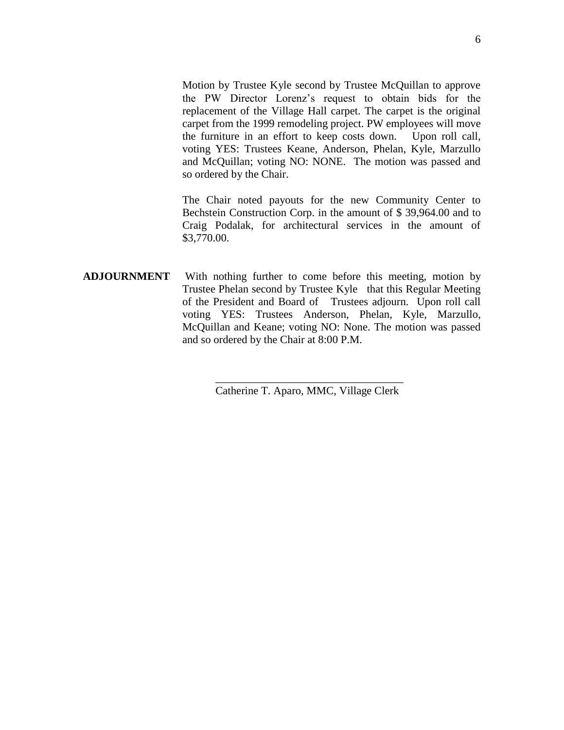Motion by Trustee Kyle second by Trustee McQuillan to approve the PW Director Lorenz's request to obtain bids for the replacement of the Village Hall carpet. The carpet is the original carpet from the 1999 remodeling project. PW employees will move the furniture in an effort to keep costs down. Upon roll call, voting YES: Trustees Keane, Anderson, Phelan, Kyle, Marzullo and McQuillan; voting NO: NONE. The motion was passed and so ordered by the Chair.

The Chair noted payouts for the new Community Center to Bechstein Construction Corp. in the amount of $ 39,964.00 and to Craig Podalak, for architectural services in the amount of $3,770.00.

**ADJOURNMENT** With nothing further to come before this meeting, motion by Trustee Phelan second by Trustee Kyle that this Regular Meeting of the President and Board of Trustees adjourn. Upon roll call voting YES: Trustees Anderson, Phelan, Kyle, Marzullo, McQuillan and Keane; voting NO: None. The motion was passed and so ordered by the Chair at 8:00 P.M.

\_\_\_\_\_\_\_\_\_\_\_\_\_\_\_\_\_\_\_\_\_\_\_\_\_\_\_\_\_\_\_\_\_\_

Catherine T. Aparo, MMC, Village Clerk